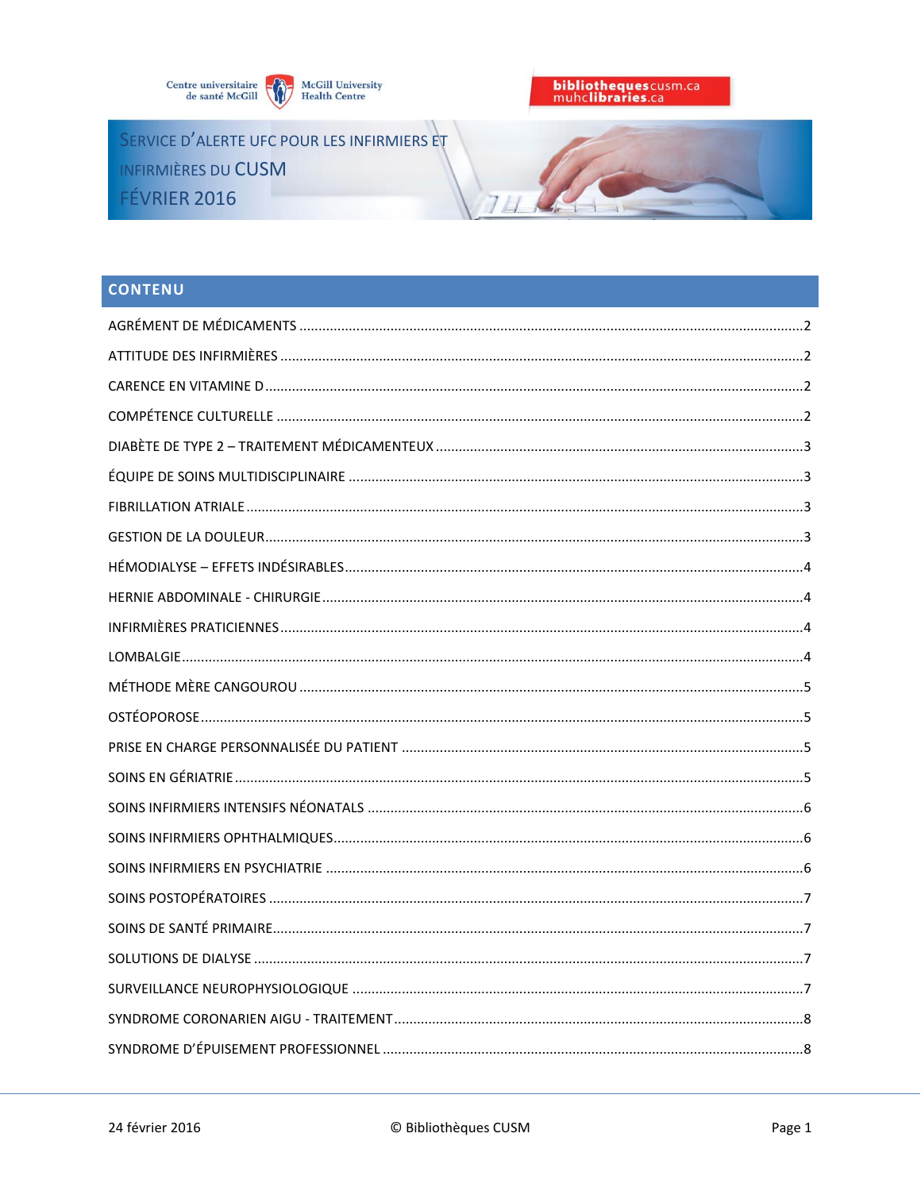Centre universitaire de santé McGill | McGill University Health Centre

bibliothequescusm.ca
muhclibraries.ca

# SERVICE D'ALERTE UFC POUR LES INFIRMIERS ET INFIRMIÈRES DU CUSM
# FÉVRIER 2016

## CONTENU

AGRÉMENT DE MÉDICAMENTS ....................................................2

ATTITUDE DES INFIRMIÈRES ....................................................2

CARENCE EN VITAMINE D ....................................................2

COMPÉTENCE CULTURELLE ....................................................2

DIABÈTE DE TYPE 2 – TRAITEMENT MÉDICAMENTEUX ....................................................3

ÉQUIPE DE SOINS MULTIDISCIPLINAIRE ....................................................3

FIBRILLATION ATRIALE ....................................................3

GESTION DE LA DOULEUR ....................................................3

HÉMODIALYSE – EFFETS INDÉSIRABLES ....................................................4

HERNIE ABDOMINALE - CHIRURGIE ....................................................4

INFIRMIÈRES PRATICIENNES ....................................................4

LOMBALGIE ....................................................4

MÉTHODE MÈRE CANGOUROU ....................................................5

OSTÉOPOROSE ....................................................5

PRISE EN CHARGE PERSONNALISÉE DU PATIENT ....................................................5

SOINS EN GÉRIATRIE ....................................................5

SOINS INFIRMIERS INTENSIFS NÉONATALS ....................................................6

SOINS INFIRMIERS OPHTHALMIQUES ....................................................6

SOINS INFIRMIERS EN PSYCHIATRIE ....................................................6

SOINS POSTOPÉRATOIRES ....................................................7

SOINS DE SANTÉ PRIMAIRE ....................................................7

SOLUTIONS DE DIALYSE ....................................................7

SURVEILLANCE NEUROPHYSIOLOGIQUE ....................................................7

SYNDROME CORONARIEN AIGU - TRAITEMENT ....................................................8

SYNDROME D'ÉPUISEMENT PROFESSIONNEL ....................................................8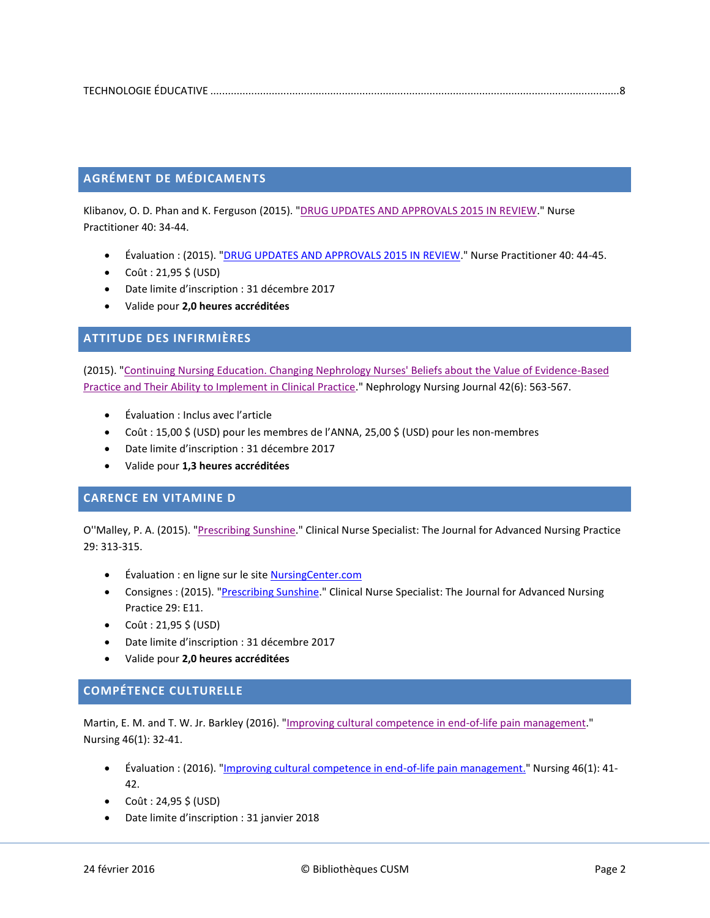TECHNOLOGIE ÉDUCATIVE ........................................................................................................................................8

## AGRÉMENT DE MÉDICAMENTS

Klibanov, O. D. Phan and K. Ferguson (2015). "DRUG UPDATES AND APPROVALS 2015 IN REVIEW." Nurse Practitioner 40: 34-44.

- Évaluation : (2015). "DRUG UPDATES AND APPROVALS 2015 IN REVIEW." Nurse Practitioner 40: 44-45.
- Coût : 21,95 $ (USD)
- Date limite d'inscription : 31 décembre 2017
- Valide pour **2,0 heures accréditées**

## ATTITUDE DES INFIRMIÈRES

(2015). "Continuing Nursing Education. Changing Nephrology Nurses' Beliefs about the Value of Evidence-Based Practice and Their Ability to Implement in Clinical Practice." Nephrology Nursing Journal 42(6): 563-567.

- Évaluation : Inclus avec l'article
- Coût : 15,00 $ (USD) pour les membres de l'ANNA, 25,00 $ (USD) pour les non-membres
- Date limite d'inscription : 31 décembre 2017
- Valide pour **1,3 heures accréditées**

## CARENCE EN VITAMINE D

O''Malley, P. A. (2015). "Prescribing Sunshine." Clinical Nurse Specialist: The Journal for Advanced Nursing Practice 29: 313-315.

- Évaluation : en ligne sur le site NursingCenter.com
- Consignes : (2015). "Prescribing Sunshine." Clinical Nurse Specialist: The Journal for Advanced Nursing Practice 29: E11.
- Coût : 21,95 $ (USD)
- Date limite d'inscription : 31 décembre 2017
- Valide pour **2,0 heures accréditées**

## COMPÉTENCE CULTURELLE

Martin, E. M. and T. W. Jr. Barkley (2016). "Improving cultural competence in end-of-life pain management." Nursing 46(1): 32-41.

- Évaluation : (2016). "Improving cultural competence in end-of-life pain management." Nursing 46(1): 41-42.
- Coût : 24,95 $ (USD)
- Date limite d'inscription : 31 janvier 2018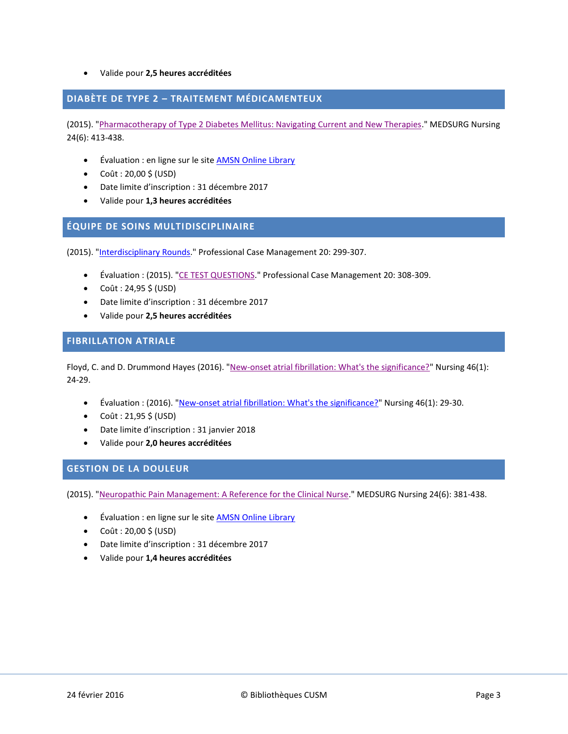- Valide pour **2,5 heures accréditées**

## DIABÈTE DE TYPE 2 – TRAITEMENT MÉDICAMENTEUX

(2015). "Pharmacotherapy of Type 2 Diabetes Mellitus: Navigating Current and New Therapies." MEDSURG Nursing 24(6): 413-438.

- Évaluation : en ligne sur le site AMSN Online Library
- Coût : 20,00 $ (USD)
- Date limite d'inscription : 31 décembre 2017
- Valide pour **1,3 heures accréditées**

## ÉQUIPE DE SOINS MULTIDISCIPLINAIRE

(2015). "Interdisciplinary Rounds." Professional Case Management 20: 299-307.

- Évaluation : (2015). "CE TEST QUESTIONS." Professional Case Management 20: 308-309.
- Coût : 24,95 $ (USD)
- Date limite d'inscription : 31 décembre 2017
- Valide pour **2,5 heures accréditées**

## FIBRILLATION ATRIALE

Floyd, C. and D. Drummond Hayes (2016). "New-onset atrial fibrillation: What's the significance?" Nursing 46(1): 24-29.

- Évaluation : (2016). "New-onset atrial fibrillation: What's the significance?" Nursing 46(1): 29-30.
- Coût : 21,95 $ (USD)
- Date limite d'inscription : 31 janvier 2018
- Valide pour **2,0 heures accréditées**

## GESTION DE LA DOULEUR

(2015). "Neuropathic Pain Management: A Reference for the Clinical Nurse." MEDSURG Nursing 24(6): 381-438.

- Évaluation : en ligne sur le site AMSN Online Library
- Coût : 20,00 $ (USD)
- Date limite d'inscription : 31 décembre 2017
- Valide pour **1,4 heures accréditées**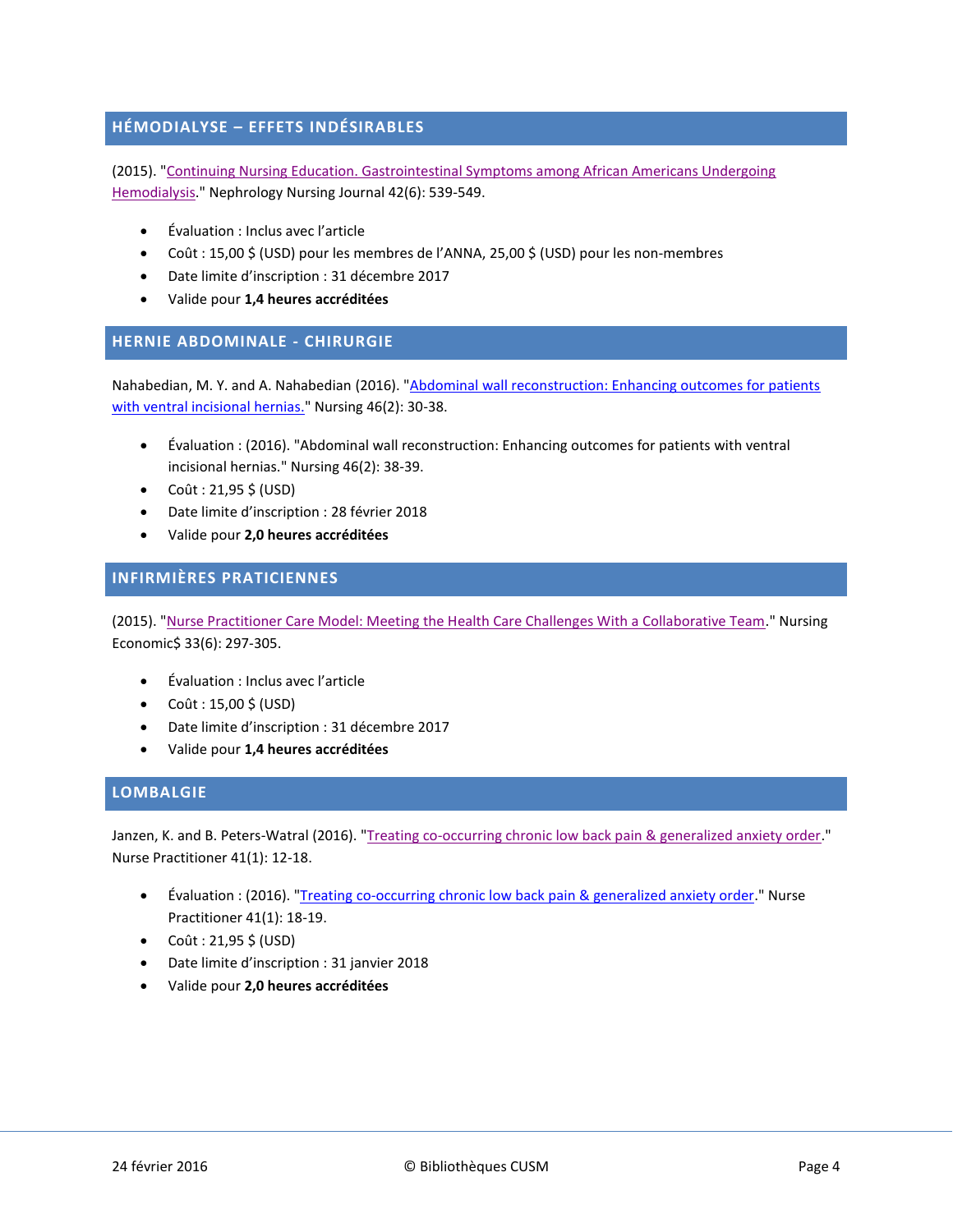## HÉMODIALYSE – EFFETS INDÉSIRABLES

(2015). "Continuing Nursing Education. Gastrointestinal Symptoms among African Americans Undergoing Hemodialysis." Nephrology Nursing Journal 42(6): 539-549.

- Évaluation : Inclus avec l'article
- Coût : 15,00 $ (USD) pour les membres de l'ANNA, 25,00 $ (USD) pour les non-membres
- Date limite d'inscription : 31 décembre 2017
- Valide pour **1,4 heures accréditées**

## HERNIE ABDOMINALE - CHIRURGIE

Nahabedian, M. Y. and A. Nahabedian (2016). "Abdominal wall reconstruction: Enhancing outcomes for patients with ventral incisional hernias." Nursing 46(2): 30-38.

- Évaluation : (2016). "Abdominal wall reconstruction: Enhancing outcomes for patients with ventral incisional hernias." Nursing 46(2): 38-39.
- Coût : 21,95 $ (USD)
- Date limite d'inscription : 28 février 2018
- Valide pour **2,0 heures accréditées**

## INFIRMIÈRES PRATICIENNES

(2015). "Nurse Practitioner Care Model: Meeting the Health Care Challenges With a Collaborative Team." Nursing Economic$ 33(6): 297-305.

- Évaluation : Inclus avec l'article
- Coût : 15,00 $ (USD)
- Date limite d'inscription : 31 décembre 2017
- Valide pour **1,4 heures accréditées**

## LOMBALGIE

Janzen, K. and B. Peters-Watral (2016). "Treating co-occurring chronic low back pain & generalized anxiety order." Nurse Practitioner 41(1): 12-18.

- Évaluation : (2016). "Treating co-occurring chronic low back pain & generalized anxiety order." Nurse Practitioner 41(1): 18-19.
- Coût : 21,95 $ (USD)
- Date limite d'inscription : 31 janvier 2018
- Valide pour **2,0 heures accréditées**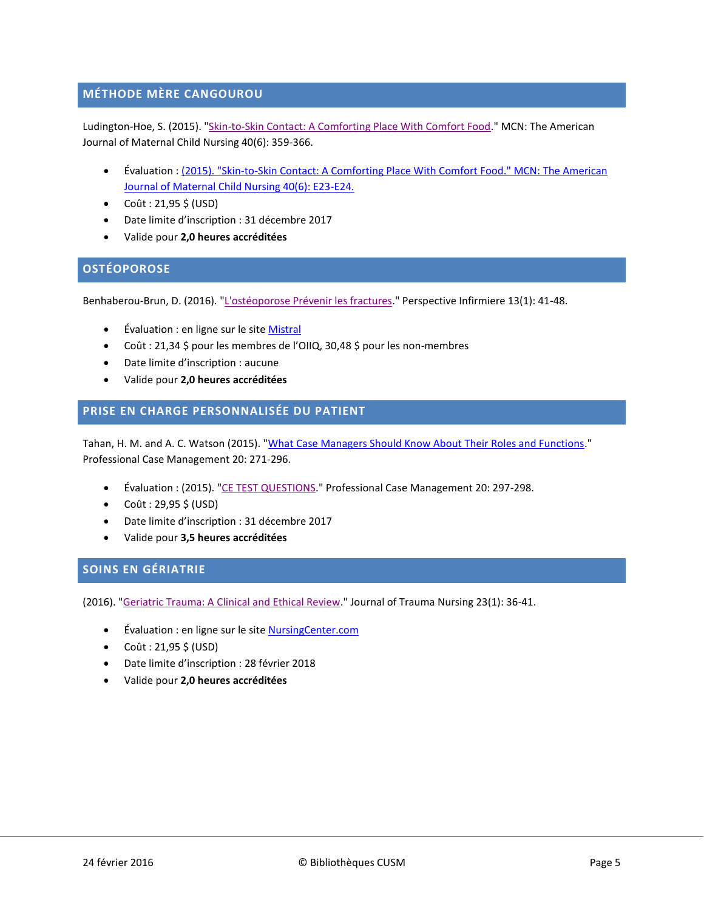## MÉTHODE MÈRE CANGOUROU

Ludington-Hoe, S. (2015). "Skin-to-Skin Contact: A Comforting Place With Comfort Food." MCN: The American Journal of Maternal Child Nursing 40(6): 359-366.

- Évaluation : (2015). "Skin-to-Skin Contact: A Comforting Place With Comfort Food." MCN: The American Journal of Maternal Child Nursing 40(6): E23-E24.
- Coût : 21,95 $ (USD)
- Date limite d'inscription : 31 décembre 2017
- Valide pour **2,0 heures accréditées**

## OSTÉOPOROSE

Benhaberou-Brun, D. (2016). "L'ostéoporose Prévenir les fractures." Perspective Infirmiere 13(1): 41-48.

- Évaluation : en ligne sur le site Mistral
- Coût : 21,34 $ pour les membres de l'OIIQ, 30,48 $ pour les non-membres
- Date limite d'inscription : aucune
- Valide pour **2,0 heures accréditées**

## PRISE EN CHARGE PERSONNALISÉE DU PATIENT

Tahan, H. M. and A. C. Watson (2015). "What Case Managers Should Know About Their Roles and Functions." Professional Case Management 20: 271-296.

- Évaluation : (2015). "CE TEST QUESTIONS." Professional Case Management 20: 297-298.
- Coût : 29,95 $ (USD)
- Date limite d'inscription : 31 décembre 2017
- Valide pour **3,5 heures accréditées**

## SOINS EN GÉRIATRIE

(2016). "Geriatric Trauma: A Clinical and Ethical Review." Journal of Trauma Nursing 23(1): 36-41.

- Évaluation : en ligne sur le site NursingCenter.com
- Coût : 21,95 $ (USD)
- Date limite d'inscription : 28 février 2018
- Valide pour **2,0 heures accréditées**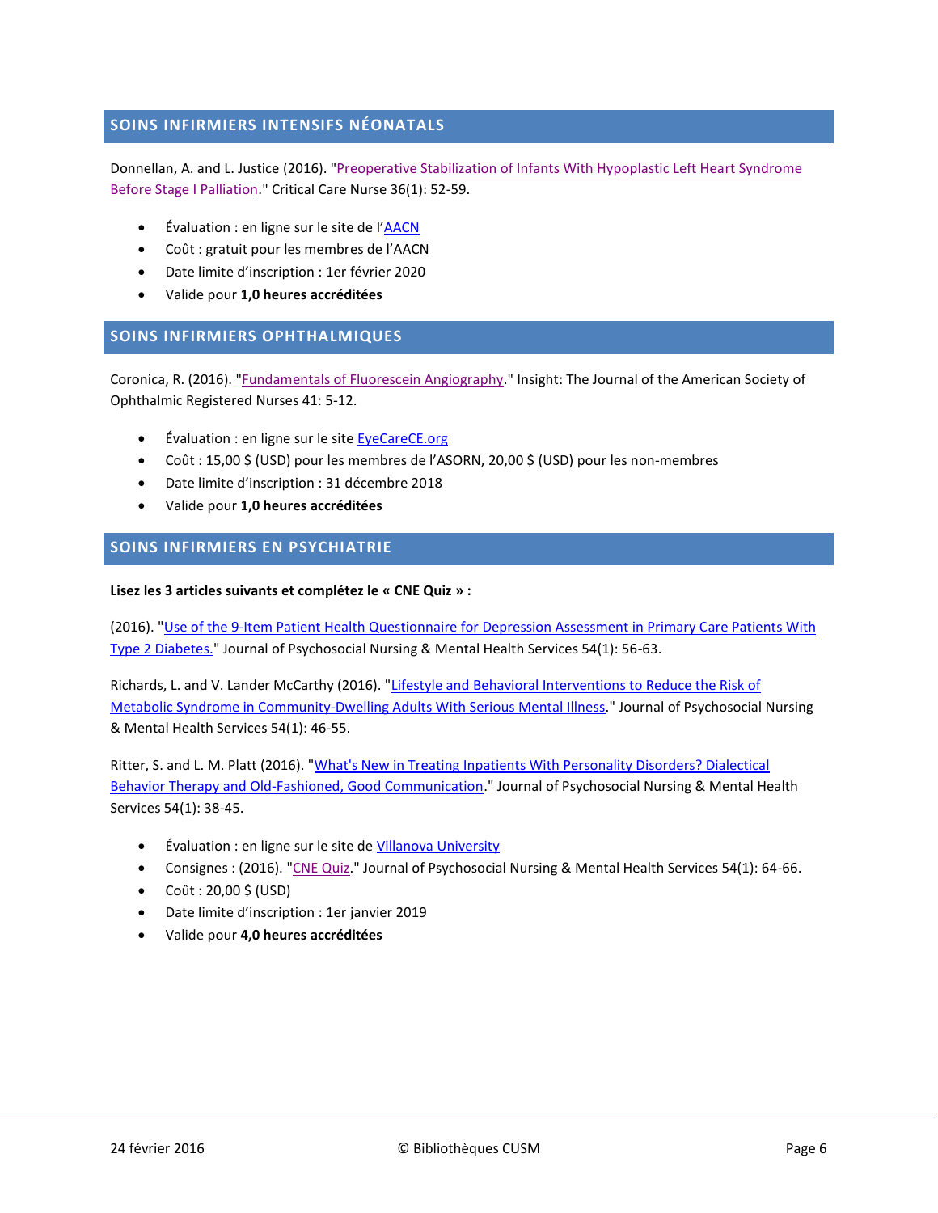## SOINS INFIRMIERS INTENSIFS NÉONATALS

Donnellan, A. and L. Justice (2016). "Preoperative Stabilization of Infants With Hypoplastic Left Heart Syndrome Before Stage I Palliation." Critical Care Nurse 36(1): 52-59.

- Évaluation : en ligne sur le site de l'AACN
- Coût : gratuit pour les membres de l'AACN
- Date limite d'inscription : 1er février 2020
- Valide pour **1,0 heures accréditées**

## SOINS INFIRMIERS OPHTHALMIQUES

Coronica, R. (2016). "Fundamentals of Fluorescein Angiography." Insight: The Journal of the American Society of Ophthalmic Registered Nurses 41: 5-12.

- Évaluation : en ligne sur le site EyeCareCE.org
- Coût : 15,00 $ (USD) pour les membres de l'ASORN, 20,00 $ (USD) pour les non-membres
- Date limite d'inscription : 31 décembre 2018
- Valide pour **1,0 heures accréditées**

## SOINS INFIRMIERS EN PSYCHIATRIE

**Lisez les 3 articles suivants et complétez le « CNE Quiz » :**

(2016). "Use of the 9-Item Patient Health Questionnaire for Depression Assessment in Primary Care Patients With Type 2 Diabetes." Journal of Psychosocial Nursing & Mental Health Services 54(1): 56-63.

Richards, L. and V. Lander McCarthy (2016). "Lifestyle and Behavioral Interventions to Reduce the Risk of Metabolic Syndrome in Community-Dwelling Adults With Serious Mental Illness." Journal of Psychosocial Nursing & Mental Health Services 54(1): 46-55.

Ritter, S. and L. M. Platt (2016). "What's New in Treating Inpatients With Personality Disorders? Dialectical Behavior Therapy and Old-Fashioned, Good Communication." Journal of Psychosocial Nursing & Mental Health Services 54(1): 38-45.

- Évaluation : en ligne sur le site de Villanova University
- Consignes : (2016). "CNE Quiz." Journal of Psychosocial Nursing & Mental Health Services 54(1): 64-66.
- Coût : 20,00 $ (USD)
- Date limite d'inscription : 1er janvier 2019
- Valide pour **4,0 heures accréditées**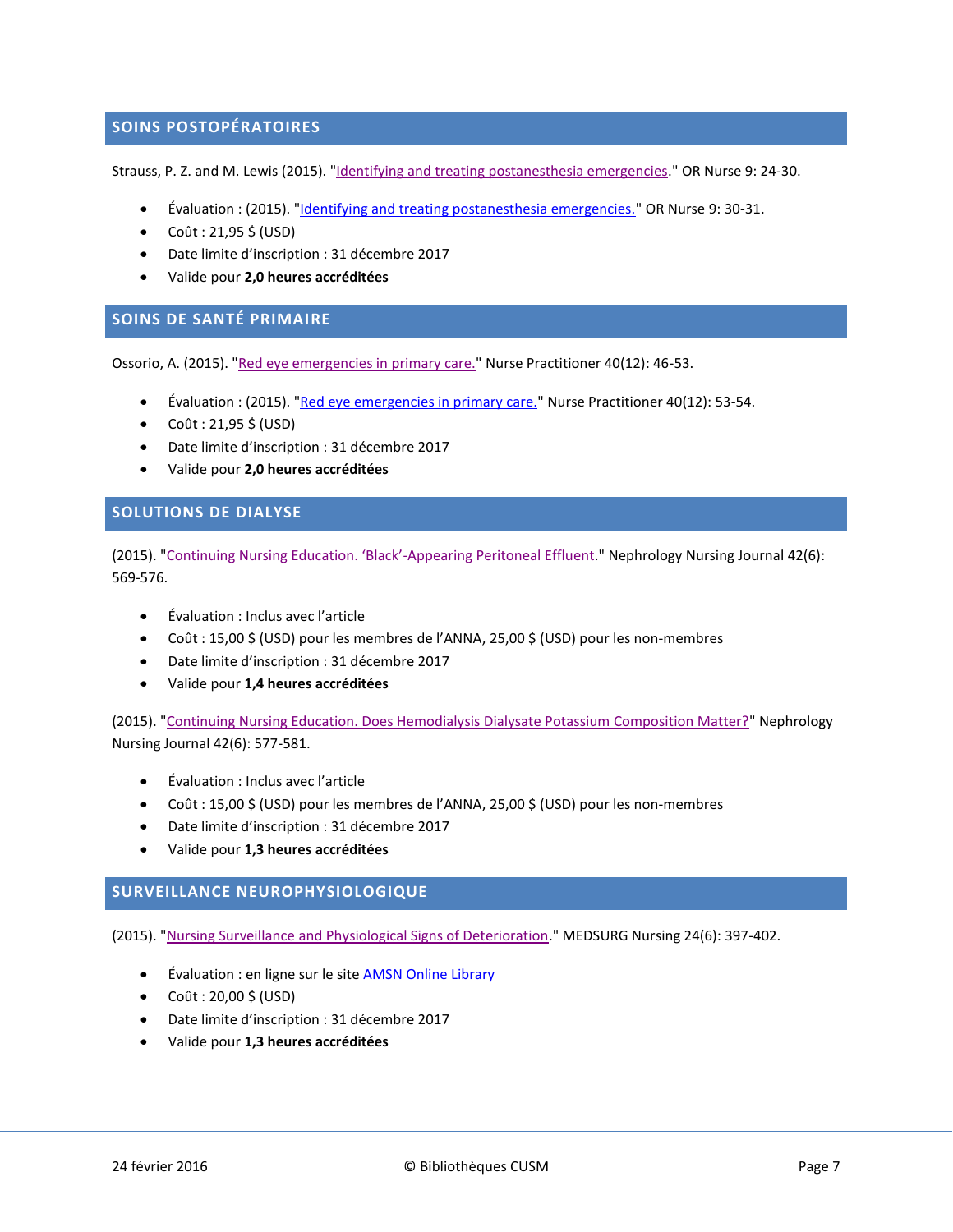## SOINS POSTOPÉRATOIRES

Strauss, P. Z. and M. Lewis (2015). "Identifying and treating postanesthesia emergencies." OR Nurse 9: 24-30.

- Évaluation : (2015). "Identifying and treating postanesthesia emergencies." OR Nurse 9: 30-31.
- Coût : 21,95 $ (USD)
- Date limite d'inscription : 31 décembre 2017
- Valide pour **2,0 heures accréditées**

## SOINS DE SANTÉ PRIMAIRE

Ossorio, A. (2015). "Red eye emergencies in primary care." Nurse Practitioner 40(12): 46-53.

- Évaluation : (2015). "Red eye emergencies in primary care." Nurse Practitioner 40(12): 53-54.
- Coût : 21,95 $ (USD)
- Date limite d'inscription : 31 décembre 2017
- Valide pour **2,0 heures accréditées**

## SOLUTIONS DE DIALYSE

(2015). "Continuing Nursing Education. 'Black'-Appearing Peritoneal Effluent." Nephrology Nursing Journal 42(6): 569-576.

- Évaluation : Inclus avec l'article
- Coût : 15,00 $ (USD) pour les membres de l'ANNA, 25,00 $ (USD) pour les non-membres
- Date limite d'inscription : 31 décembre 2017
- Valide pour **1,4 heures accréditées**

(2015). "Continuing Nursing Education. Does Hemodialysis Dialysate Potassium Composition Matter?" Nephrology Nursing Journal 42(6): 577-581.

- Évaluation : Inclus avec l'article
- Coût : 15,00 $ (USD) pour les membres de l'ANNA, 25,00 $ (USD) pour les non-membres
- Date limite d'inscription : 31 décembre 2017
- Valide pour **1,3 heures accréditées**

## SURVEILLANCE NEUROPHYSIOLOGIQUE

(2015). "Nursing Surveillance and Physiological Signs of Deterioration." MEDSURG Nursing 24(6): 397-402.

- Évaluation : en ligne sur le site AMSN Online Library
- Coût : 20,00 $ (USD)
- Date limite d'inscription : 31 décembre 2017
- Valide pour **1,3 heures accréditées**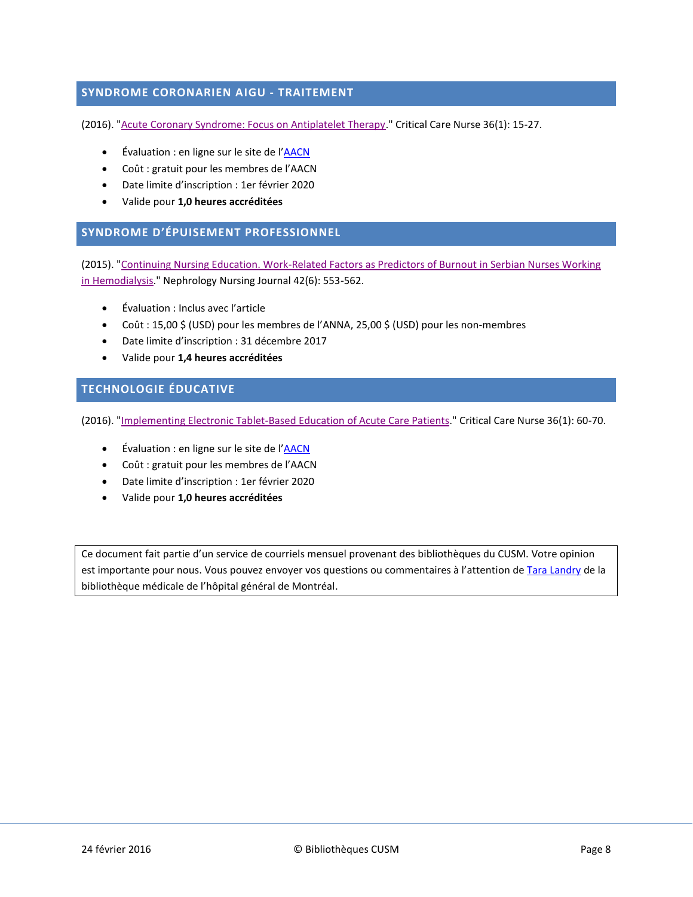## SYNDROME CORONARIEN AIGU - TRAITEMENT

(2016). "Acute Coronary Syndrome: Focus on Antiplatelet Therapy." Critical Care Nurse 36(1): 15-27.

- Évaluation : en ligne sur le site de l'AACN
- Coût : gratuit pour les membres de l'AACN
- Date limite d'inscription : 1er février 2020
- Valide pour **1,0 heures accréditées**

## SYNDROME D'ÉPUISEMENT PROFESSIONNEL

(2015). "Continuing Nursing Education. Work-Related Factors as Predictors of Burnout in Serbian Nurses Working in Hemodialysis." Nephrology Nursing Journal 42(6): 553-562.

- Évaluation : Inclus avec l'article
- Coût : 15,00 $ (USD) pour les membres de l'ANNA, 25,00 $ (USD) pour les non-membres
- Date limite d'inscription : 31 décembre 2017
- Valide pour **1,4 heures accréditées**

## TECHNOLOGIE ÉDUCATIVE

(2016). "Implementing Electronic Tablet-Based Education of Acute Care Patients." Critical Care Nurse 36(1): 60-70.

- Évaluation : en ligne sur le site de l'AACN
- Coût : gratuit pour les membres de l'AACN
- Date limite d'inscription : 1er février 2020
- Valide pour **1,0 heures accréditées**

Ce document fait partie d'un service de courriels mensuel provenant des bibliothèques du CUSM. Votre opinion est importante pour nous. Vous pouvez envoyer vos questions ou commentaires à l'attention de Tara Landry de la bibliothèque médicale de l'hôpital général de Montréal.